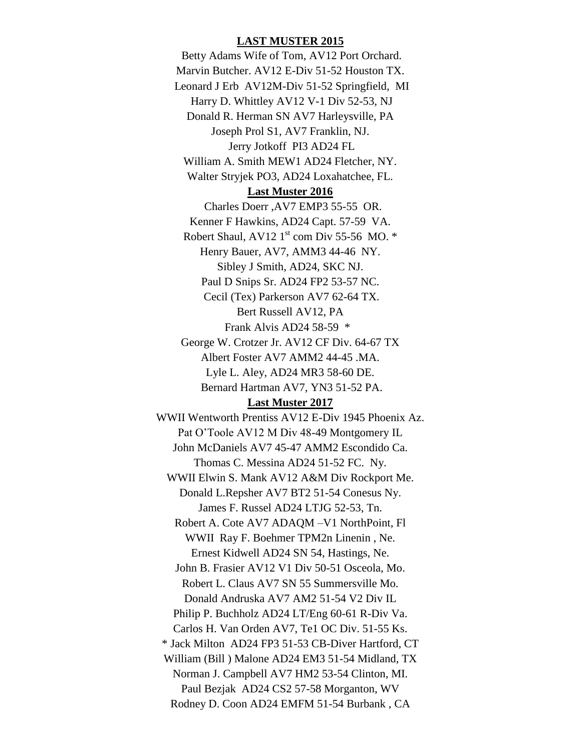## LAST MUSTER 2015

Betty Adams Wife of Tom, AV12 Port Orchard.
Marvin Butcher. AV12 E-Div 51-52 Houston TX.
Leonard J Erb AV12M-Div 51-52 Springfield, MI
Harry D. Whittley AV12 V-1 Div 52-53, NJ
Donald R. Herman SN AV7 Harleysville, PA
Joseph Prol S1, AV7 Franklin, NJ.
Jerry Jotkoff PI3 AD24 FL
William A. Smith MEW1 AD24 Fletcher, NY.
Walter Stryjek PO3, AD24 Loxahatchee, FL.

## Last Muster 2016

Charles Doerr ,AV7 EMP3 55-55 OR.
Kenner F Hawkins, AD24 Capt. 57-59 VA.
Robert Shaul, AV12 1st com Div 55-56 MO. *
Henry Bauer, AV7, AMM3 44-46 NY.
Sibley J Smith, AD24, SKC NJ.
Paul D Snips Sr. AD24 FP2 53-57 NC.
Cecil (Tex) Parkerson AV7 62-64 TX.
Bert Russell AV12, PA
Frank Alvis AD24 58-59 *
George W. Crotzer Jr. AV12 CF Div. 64-67 TX
Albert Foster AV7 AMM2 44-45 .MA.
Lyle L. Aley, AD24 MR3 58-60 DE.
Bernard Hartman AV7, YN3 51-52 PA.

## Last Muster 2017

WWII Wentworth Prentiss AV12 E-Div 1945 Phoenix Az.
Pat O'Toole AV12 M Div 48-49 Montgomery IL
John McDaniels AV7 45-47 AMM2 Escondido Ca.
Thomas C. Messina AD24 51-52 FC. Ny.
WWII Elwin S. Mank AV12 A&M Div Rockport Me.
Donald L.Repsher AV7 BT2 51-54 Conesus Ny.
James F. Russel AD24 LTJG 52-53, Tn.
Robert A. Cote AV7 ADAQM –V1 NorthPoint, Fl
WWII Ray F. Boehmer TPM2n Linenin , Ne.
Ernest Kidwell AD24 SN 54, Hastings, Ne.
John B. Frasier AV12 V1 Div 50-51 Osceola, Mo.
Robert L. Claus AV7 SN 55 Summersville Mo.
Donald Andruska AV7 AM2 51-54 V2 Div IL
Philip P. Buchholz AD24 LT/Eng 60-61 R-Div Va.
Carlos H. Van Orden AV7, Te1 OC Div. 51-55 Ks.
* Jack Milton AD24 FP3 51-53 CB-Diver Hartford, CT
William (Bill ) Malone AD24 EM3 51-54 Midland, TX
Norman J. Campbell AV7 HM2 53-54 Clinton, MI.
Paul Bezjak AD24 CS2 57-58 Morganton, WV
Rodney D. Coon AD24 EMFM 51-54 Burbank , CA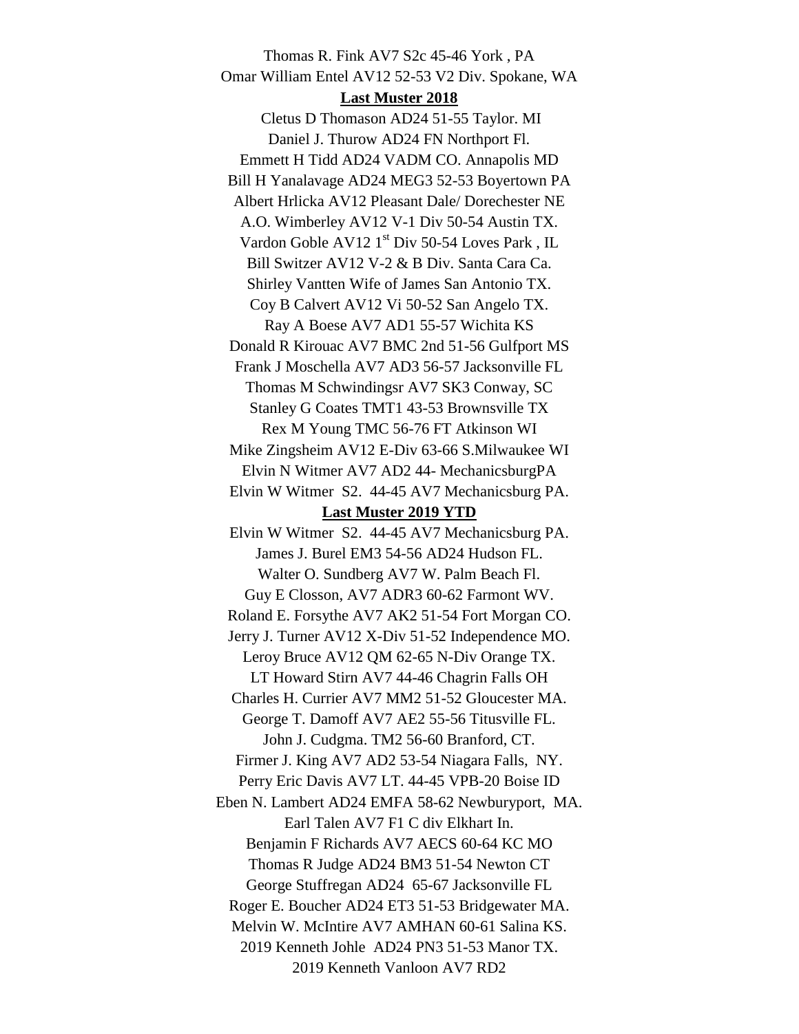Thomas R. Fink AV7 S2c 45-46 York , PA

Omar William Entel AV12 52-53 V2 Div. Spokane, WA

**Last Muster 2018**

Cletus D Thomason AD24 51-55 Taylor. MI

Daniel J. Thurow AD24 FN Northport Fl.

Emmett H Tidd AD24 VADM CO. Annapolis MD

Bill H Yanalavage AD24 MEG3 52-53 Boyertown PA

Albert Hrlicka AV12 Pleasant Dale/ Dorechester NE

A.O. Wimberley AV12 V-1 Div 50-54 Austin TX.

Vardon Goble AV12 1st Div 50-54 Loves Park , IL

Bill Switzer AV12 V-2 & B Div. Santa Cara Ca.

Shirley Vantten Wife of James San Antonio TX.

Coy B Calvert AV12 Vi 50-52 San Angelo TX.

Ray A Boese AV7 AD1 55-57 Wichita KS

Donald R Kirouac AV7 BMC 2nd 51-56 Gulfport MS

Frank J Moschella AV7 AD3 56-57 Jacksonville FL

Thomas M Schwindingsr AV7 SK3 Conway, SC

Stanley G Coates TMT1 43-53 Brownsville TX

Rex M Young TMC 56-76 FT Atkinson WI

Mike Zingsheim AV12 E-Div 63-66 S.Milwaukee WI

Elvin N Witmer AV7 AD2 44- MechanicsburgPA

Elvin W Witmer S2. 44-45 AV7 Mechanicsburg PA.

**Last Muster 2019 YTD**

Elvin W Witmer S2. 44-45 AV7 Mechanicsburg PA.

James J. Burel EM3 54-56 AD24 Hudson FL.

Walter O. Sundberg AV7 W. Palm Beach Fl.

Guy E Closson, AV7 ADR3 60-62 Farmont WV.

Roland E. Forsythe AV7 AK2 51-54 Fort Morgan CO.

Jerry J. Turner AV12 X-Div 51-52 Independence MO.

Leroy Bruce AV12 QM 62-65 N-Div Orange TX.

LT Howard Stirn AV7 44-46 Chagrin Falls OH

Charles H. Currier AV7 MM2 51-52 Gloucester MA.

George T. Damoff AV7 AE2 55-56 Titusville FL.

John J. Cudgma. TM2 56-60 Branford, CT.

Firmer J. King AV7 AD2 53-54 Niagara Falls, NY.

Perry Eric Davis AV7 LT. 44-45 VPB-20 Boise ID

Eben N. Lambert AD24 EMFA 58-62 Newburyport, MA.

Earl Talen AV7 F1 C div Elkhart In.

Benjamin F Richards AV7 AECS 60-64 KC MO

Thomas R Judge AD24 BM3 51-54 Newton CT

George Stuffregan AD24 65-67 Jacksonville FL

Roger E. Boucher AD24 ET3 51-53 Bridgewater MA.

Melvin W. McIntire AV7 AMHAN 60-61 Salina KS.

2019 Kenneth Johle AD24 PN3 51-53 Manor TX.

2019 Kenneth Vanloon AV7 RD2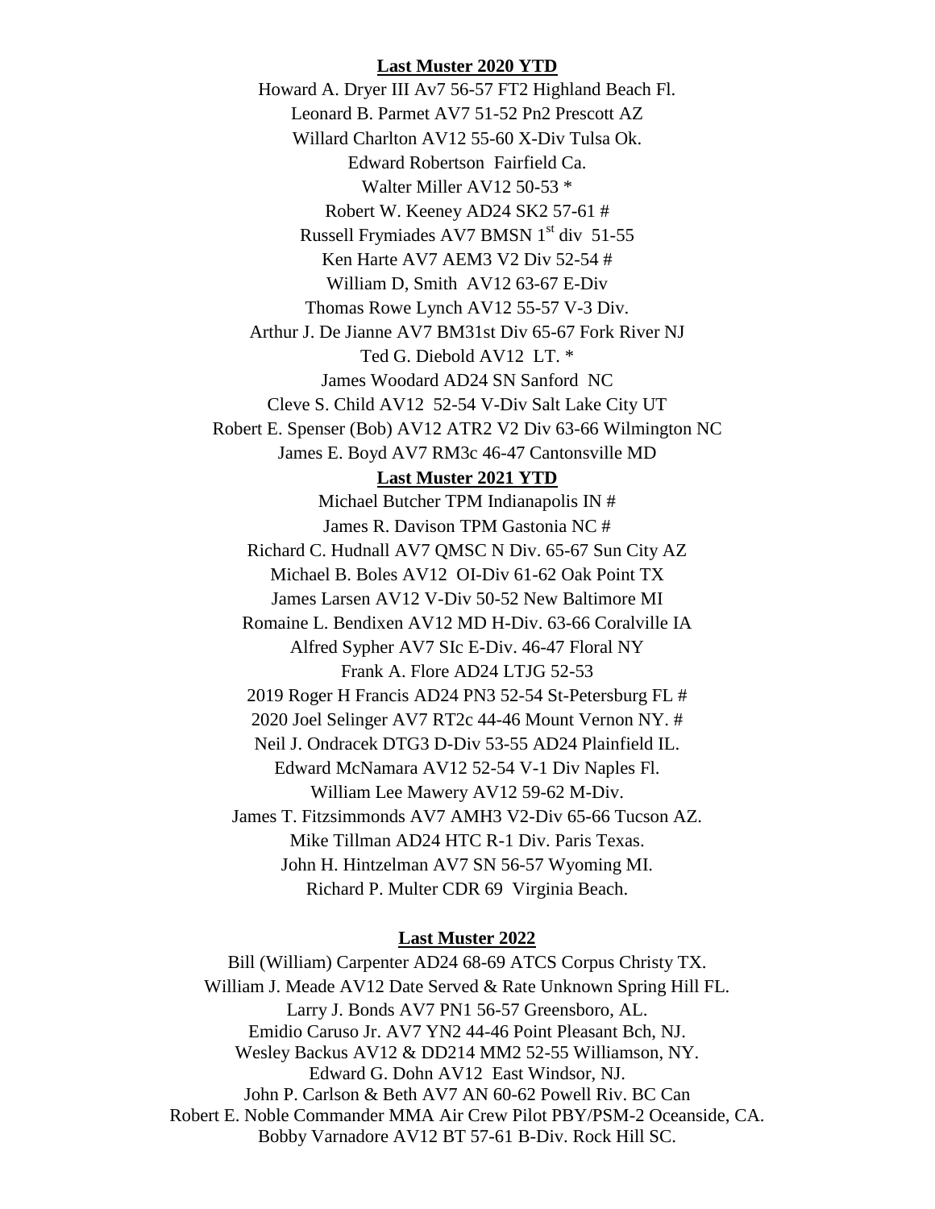**Last Muster 2020 YTD**

Howard A. Dryer III Av7 56-57 FT2 Highland Beach Fl.
Leonard B. Parmet AV7 51-52 Pn2 Prescott AZ
Willard Charlton AV12 55-60 X-Div Tulsa Ok.
Edward Robertson Fairfield Ca.
Walter Miller AV12 50-53 *
Robert W. Keeney AD24 SK2 57-61 #
Russell Frymiades AV7 BMSN 1st div 51-55
Ken Harte AV7 AEM3 V2 Div 52-54 #
William D, Smith AV12 63-67 E-Div
Thomas Rowe Lynch AV12 55-57 V-3 Div.
Arthur J. De Jianne AV7 BM31st Div 65-67 Fork River NJ
Ted G. Diebold AV12 LT. *
James Woodard AD24 SN Sanford NC
Cleve S. Child AV12 52-54 V-Div Salt Lake City UT
Robert E. Spenser (Bob) AV12 ATR2 V2 Div 63-66 Wilmington NC
James E. Boyd AV7 RM3c 46-47 Cantonsville MD

**Last Muster 2021 YTD**

Michael Butcher TPM Indianapolis IN #
James R. Davison TPM Gastonia NC #
Richard C. Hudnall AV7 QMSC N Div. 65-67 Sun City AZ
Michael B. Boles AV12 OI-Div 61-62 Oak Point TX
James Larsen AV12 V-Div 50-52 New Baltimore MI
Romaine L. Bendixen AV12 MD H-Div. 63-66 Coralville IA
Alfred Sypher AV7 SIc E-Div. 46-47 Floral NY
Frank A. Flore AD24 LTJG 52-53
2019 Roger H Francis AD24 PN3 52-54 St-Petersburg FL #
2020 Joel Selinger AV7 RT2c 44-46 Mount Vernon NY. #
Neil J. Ondracek DTG3 D-Div 53-55 AD24 Plainfield IL.
Edward McNamara AV12 52-54 V-1 Div Naples Fl.
William Lee Mawery AV12 59-62 M-Div.
James T. Fitzsimmonds AV7 AMH3 V2-Div 65-66 Tucson AZ.
Mike Tillman AD24 HTC R-1 Div. Paris Texas.
John H. Hintzelman AV7 SN 56-57 Wyoming MI.
Richard P. Multer CDR 69 Virginia Beach.

**Last Muster 2022**

Bill (William) Carpenter AD24 68-69 ATCS Corpus Christy TX.
William J. Meade AV12 Date Served & Rate Unknown Spring Hill FL.
Larry J. Bonds AV7 PN1 56-57 Greensboro, AL.
Emidio Caruso Jr. AV7 YN2 44-46 Point Pleasant Bch, NJ.
Wesley Backus AV12 & DD214 MM2 52-55 Williamson, NY.
Edward G. Dohn AV12 East Windsor, NJ.
John P. Carlson & Beth AV7 AN 60-62 Powell Riv. BC Can
Robert E. Noble Commander MMA Air Crew Pilot PBY/PSM-2 Oceanside, CA.
Bobby Varnadore AV12 BT 57-61 B-Div. Rock Hill SC.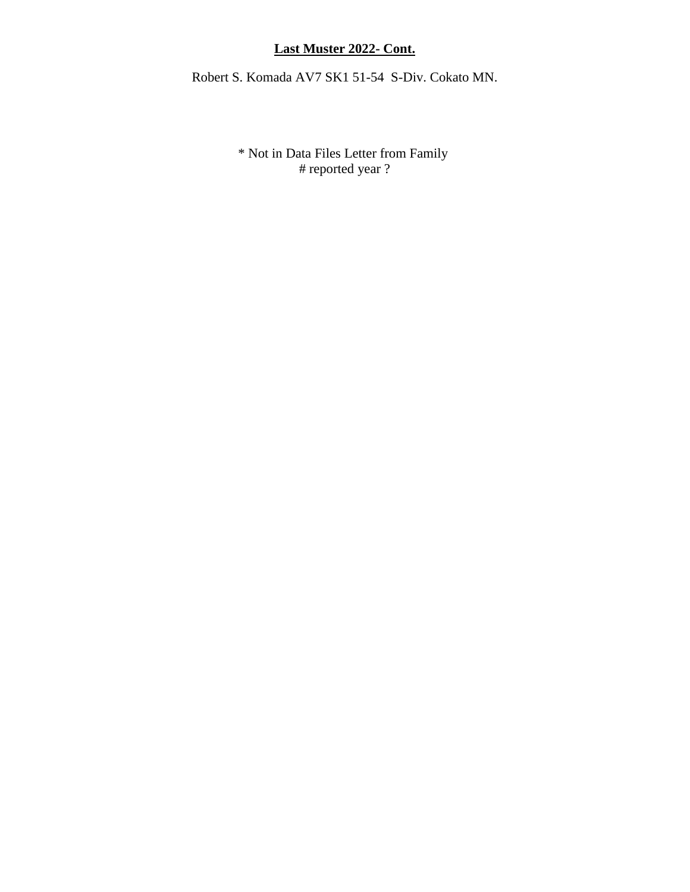**Last Muster 2022- Cont.**

Robert S. Komada AV7 SK1 51-54 S-Div. Cokato MN.

* Not in Data Files Letter from Family
# reported year ?